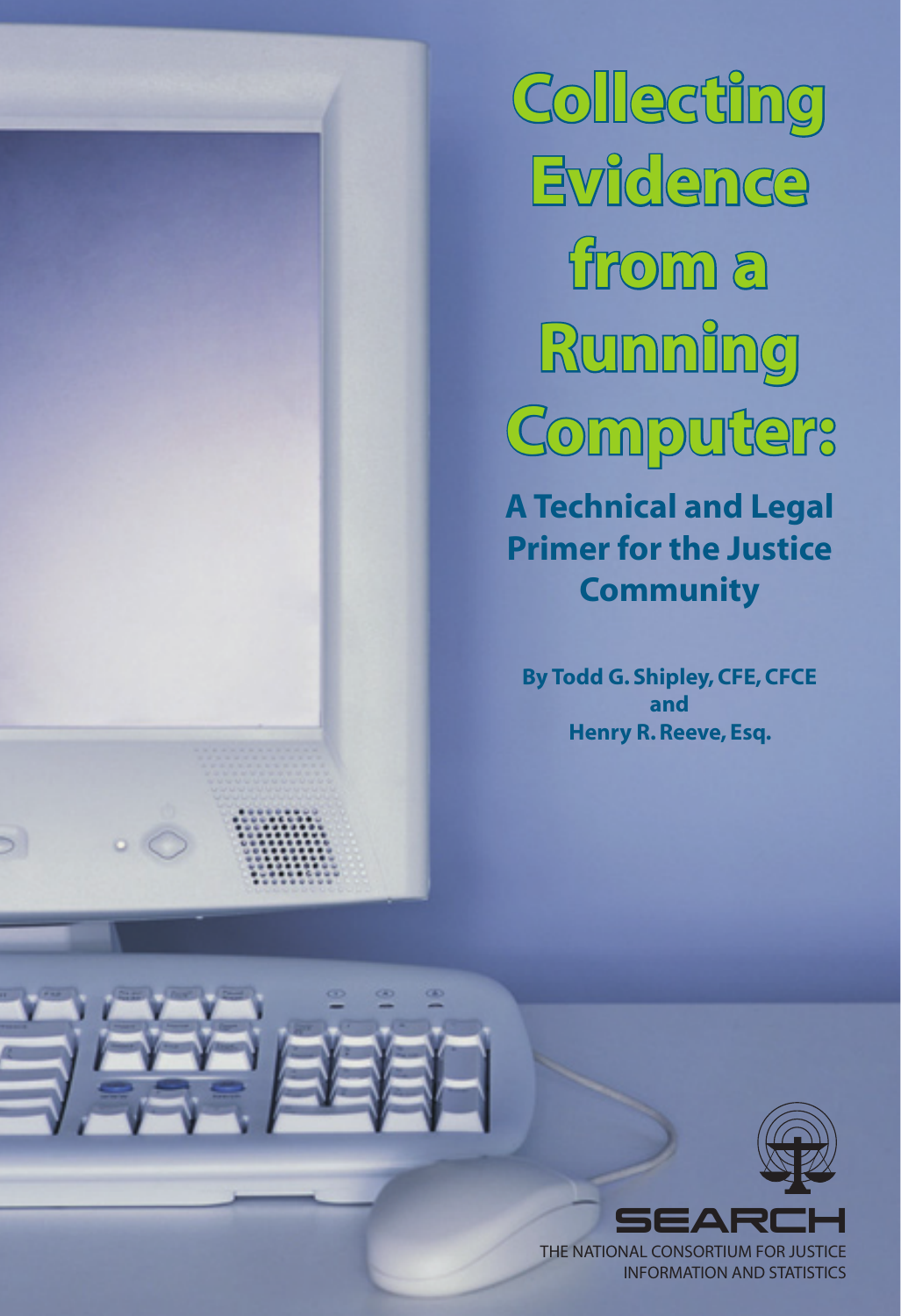# Collecting Evidence from a Running Computer:

## A Technical and Legal Primer for the Justice Community

**By Todd G. Shipley, CFE, CFCE**
**and**
**Henry R. Reeve, Esq.**

SEARCH

THE NATIONAL CONSORTIUM FOR JUSTICE INFORMATION AND STATISTICS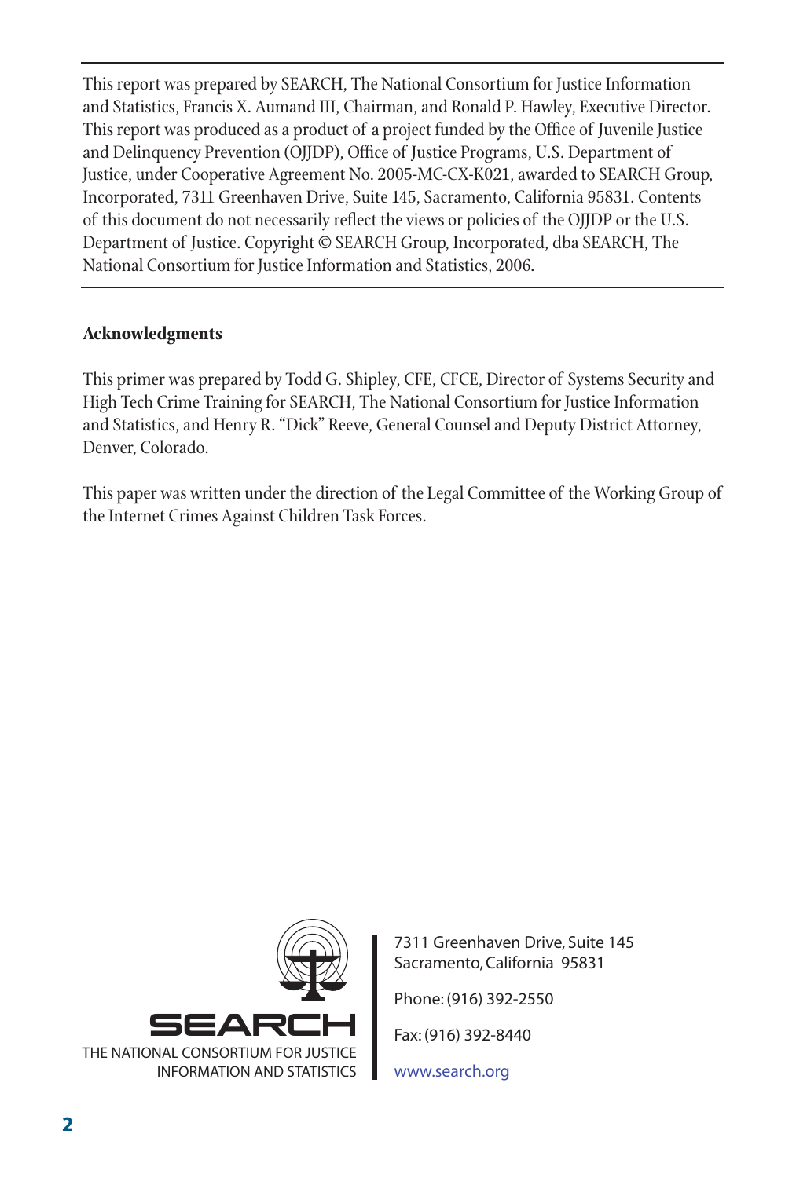This report was prepared by SEARCH, The National Consortium for Justice Information and Statistics, Francis X. Aumand III, Chairman, and Ronald P. Hawley, Executive Director. This report was produced as a product of a project funded by the Office of Juvenile Justice and Delinquency Prevention (OJJDP), Office of Justice Programs, U.S. Department of Justice, under Cooperative Agreement No. 2005-MC-CX-K021, awarded to SEARCH Group, Incorporated, 7311 Greenhaven Drive, Suite 145, Sacramento, California 95831. Contents of this document do not necessarily reflect the views or policies of the OJJDP or the U.S. Department of Justice. Copyright © SEARCH Group, Incorporated, dba SEARCH, The National Consortium for Justice Information and Statistics, 2006.

### Acknowledgments

This primer was prepared by Todd G. Shipley, CFE, CFCE, Director of Systems Security and High Tech Crime Training for SEARCH, The National Consortium for Justice Information and Statistics, and Henry R. "Dick" Reeve, General Counsel and Deputy District Attorney, Denver, Colorado.

This paper was written under the direction of the Legal Committee of the Working Group of the Internet Crimes Against Children Task Forces.

SEARCH

THE NATIONAL CONSORTIUM FOR JUSTICE INFORMATION AND STATISTICS

7311 Greenhaven Drive, Suite 145
Sacramento, California 95831

Phone: (916) 392-2550

Fax: (916) 392-8440

www.search.org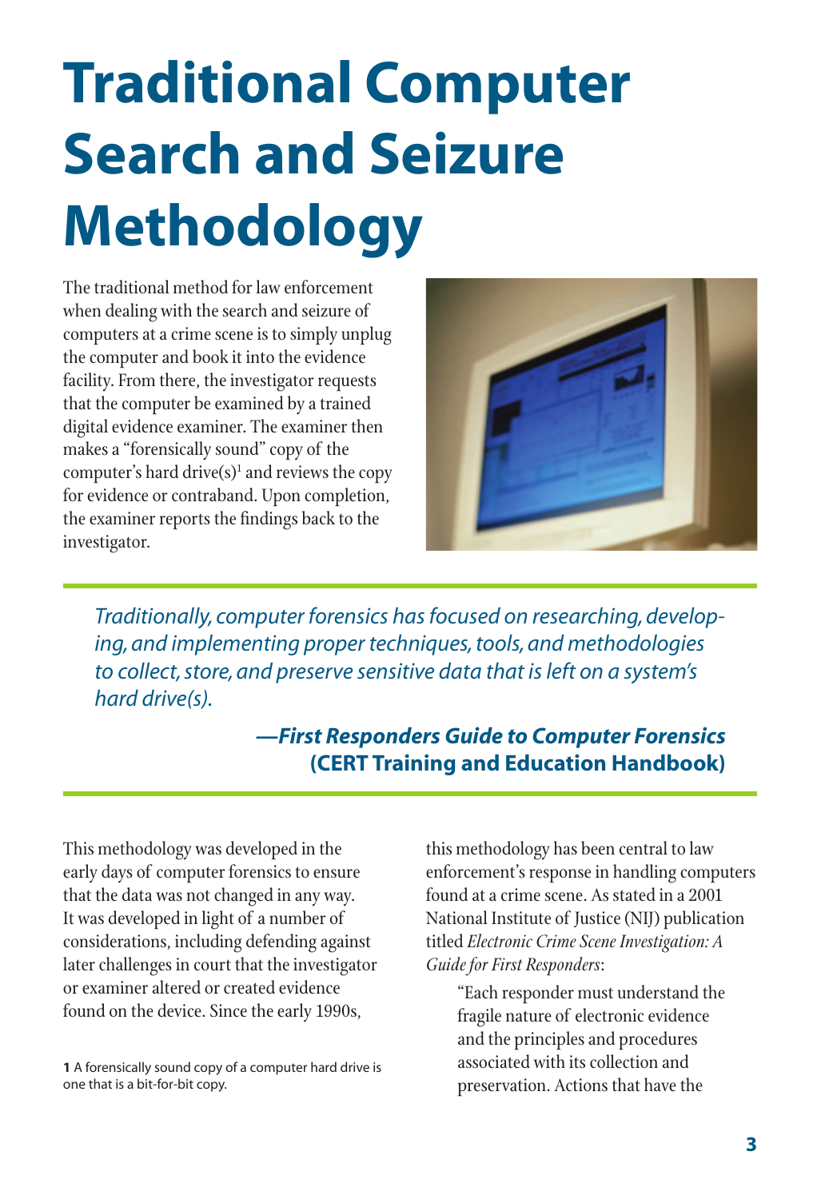# Traditional Computer Search and Seizure Methodology

The traditional method for law enforcement when dealing with the search and seizure of computers at a crime scene is to simply unplug the computer and book it into the evidence facility. From there, the investigator requests that the computer be examined by a trained digital evidence examiner. The examiner then makes a "forensically sound" copy of the computer's hard drive(s)[1] and reviews the copy for evidence or contraband. Upon completion, the examiner reports the findings back to the investigator.

> *Traditionally, computer forensics has focused on researching, developing, and implementing proper techniques, tools, and methodologies to collect, store, and preserve sensitive data that is left on a system's hard drive(s).*
>
> ***—First Responders Guide to Computer Forensics* (CERT Training and Education Handbook)**

This methodology was developed in the early days of computer forensics to ensure that the data was not changed in any way. It was developed in light of a number of considerations, including defending against later challenges in court that the investigator or examiner altered or created evidence found on the device. Since the early 1990s, this methodology has been central to law enforcement's response in handling computers found at a crime scene. As stated in a 2001 National Institute of Justice (NIJ) publication titled *Electronic Crime Scene Investigation: A Guide for First Responders*:

> "Each responder must understand the fragile nature of electronic evidence and the principles and procedures associated with its collection and preservation. Actions that have the

**1** A forensically sound copy of a computer hard drive is one that is a bit-for-bit copy.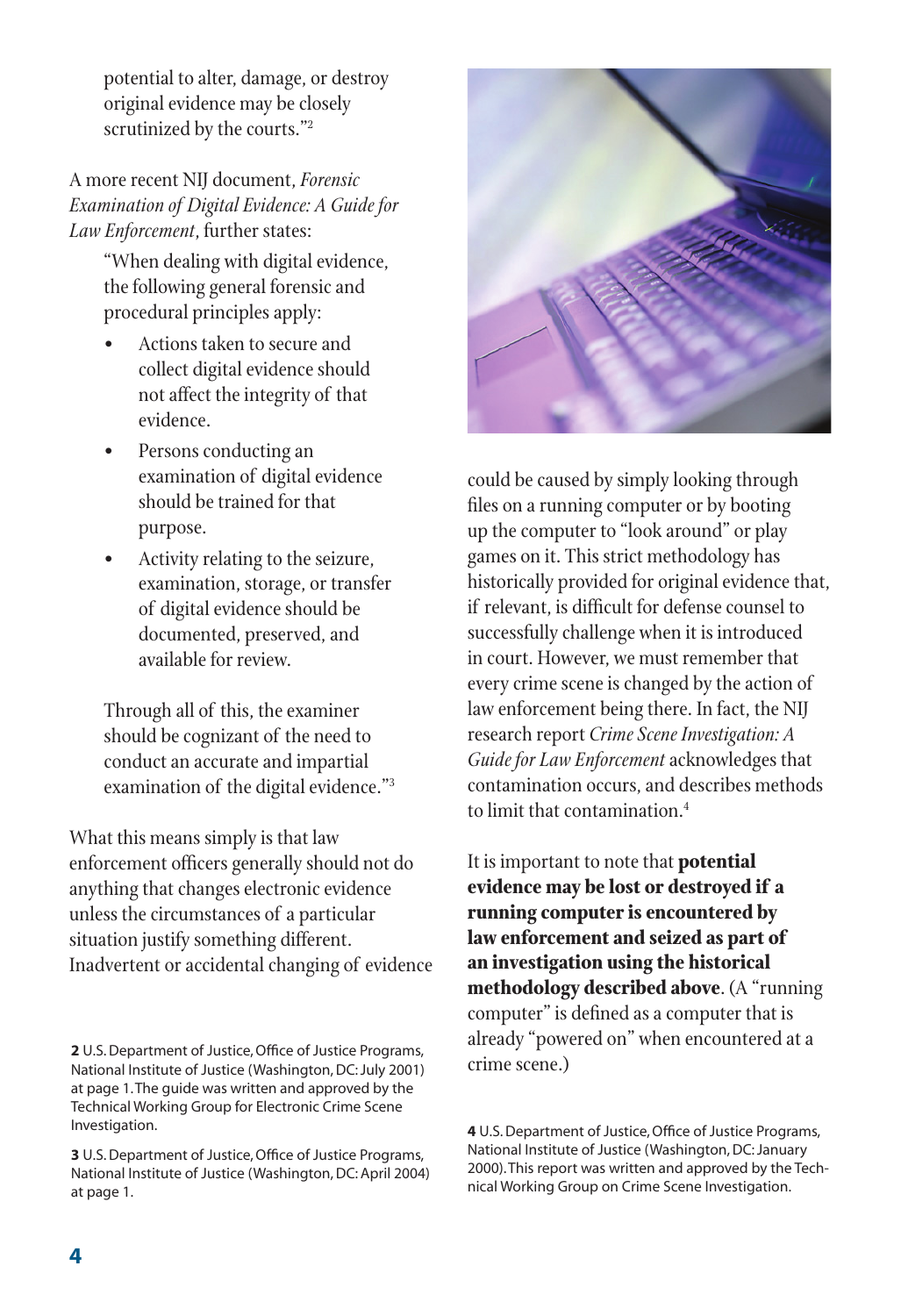potential to alter, damage, or destroy original evidence may be closely scrutinized by the courts."[2]

A more recent NIJ document, *Forensic Examination of Digital Evidence: A Guide for Law Enforcement*, further states:

> "When dealing with digital evidence, the following general forensic and procedural principles apply:
>
> - Actions taken to secure and collect digital evidence should not affect the integrity of that evidence.
> - Persons conducting an examination of digital evidence should be trained for that purpose.
> - Activity relating to the seizure, examination, storage, or transfer of digital evidence should be documented, preserved, and available for review.
>
> Through all of this, the examiner should be cognizant of the need to conduct an accurate and impartial examination of the digital evidence."[3]

What this means simply is that law enforcement officers generally should not do anything that changes electronic evidence unless the circumstances of a particular situation justify something different. Inadvertent or accidental changing of evidence could be caused by simply looking through files on a running computer or by booting up the computer to "look around" or play games on it. This strict methodology has historically provided for original evidence that, if relevant, is difficult for defense counsel to successfully challenge when it is introduced in court. However, we must remember that every crime scene is changed by the action of law enforcement being there. In fact, the NIJ research report *Crime Scene Investigation: A Guide for Law Enforcement* acknowledges that contamination occurs, and describes methods to limit that contamination.[4]

It is important to note that **potential evidence may be lost or destroyed if a running computer is encountered by law enforcement and seized as part of an investigation using the historical methodology described above**. (A "running computer" is defined as a computer that is already "powered on" when encountered at a crime scene.)

---

**2** U.S. Department of Justice, Office of Justice Programs, National Institute of Justice (Washington, DC: July 2001) at page 1. The guide was written and approved by the Technical Working Group for Electronic Crime Scene Investigation.

**3** U.S. Department of Justice, Office of Justice Programs, National Institute of Justice (Washington, DC: April 2004) at page 1.

**4** U.S. Department of Justice, Office of Justice Programs, National Institute of Justice (Washington, DC: January 2000). This report was written and approved by the Technical Working Group on Crime Scene Investigation.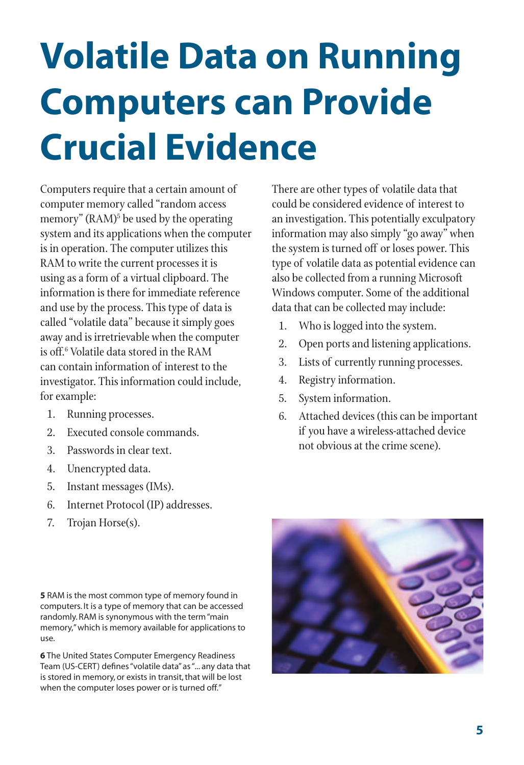# Volatile Data on Running Computers can Provide Crucial Evidence

Computers require that a certain amount of computer memory called "random access memory" (RAM)[5] be used by the operating system and its applications when the computer is in operation. The computer utilizes this RAM to write the current processes it is using as a form of a virtual clipboard. The information is there for immediate reference and use by the process. This type of data is called "volatile data" because it simply goes away and is irretrievable when the computer is off.[6] Volatile data stored in the RAM can contain information of interest to the investigator. This information could include, for example:

1. Running processes.
2. Executed console commands.
3. Passwords in clear text.
4. Unencrypted data.
5. Instant messages (IMs).
6. Internet Protocol (IP) addresses.
7. Trojan Horse(s).

There are other types of volatile data that could be considered evidence of interest to an investigation. This potentially exculpatory information may also simply "go away" when the system is turned off or loses power. This type of volatile data as potential evidence can also be collected from a running Microsoft Windows computer. Some of the additional data that can be collected may include:

1. Who is logged into the system.
2. Open ports and listening applications.
3. Lists of currently running processes.
4. Registry information.
5. System information.
6. Attached devices (this can be important if you have a wireless-attached device not obvious at the crime scene).

**5** RAM is the most common type of memory found in computers. It is a type of memory that can be accessed randomly. RAM is synonymous with the term "main memory," which is memory available for applications to use.

**6** The United States Computer Emergency Readiness Team (US-CERT) defines "volatile data" as "... any data that is stored in memory, or exists in transit, that will be lost when the computer loses power or is turned off."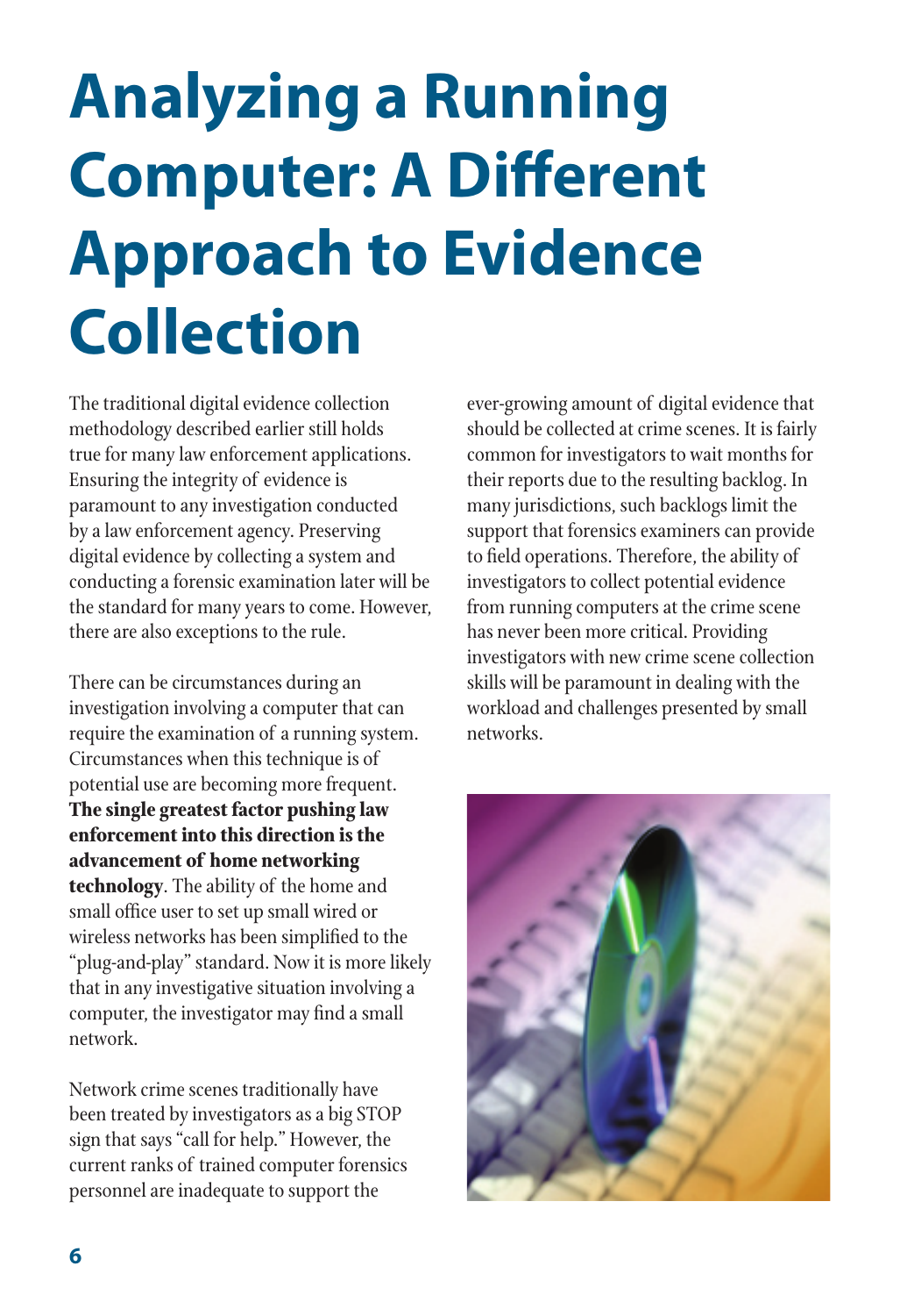# Analyzing a Running Computer: A Different Approach to Evidence Collection

The traditional digital evidence collection methodology described earlier still holds true for many law enforcement applications. Ensuring the integrity of evidence is paramount to any investigation conducted by a law enforcement agency. Preserving digital evidence by collecting a system and conducting a forensic examination later will be the standard for many years to come. However, there are also exceptions to the rule.

There can be circumstances during an investigation involving a computer that can require the examination of a running system. Circumstances when this technique is of potential use are becoming more frequent. **The single greatest factor pushing law enforcement into this direction is the advancement of home networking technology**. The ability of the home and small office user to set up small wired or wireless networks has been simplified to the "plug-and-play" standard. Now it is more likely that in any investigative situation involving a computer, the investigator may find a small network.

Network crime scenes traditionally have been treated by investigators as a big STOP sign that says "call for help." However, the current ranks of trained computer forensics personnel are inadequate to support the ever-growing amount of digital evidence that should be collected at crime scenes. It is fairly common for investigators to wait months for their reports due to the resulting backlog. In many jurisdictions, such backlogs limit the support that forensics examiners can provide to field operations. Therefore, the ability of investigators to collect potential evidence from running computers at the crime scene has never been more critical. Providing investigators with new crime scene collection skills will be paramount in dealing with the workload and challenges presented by small networks.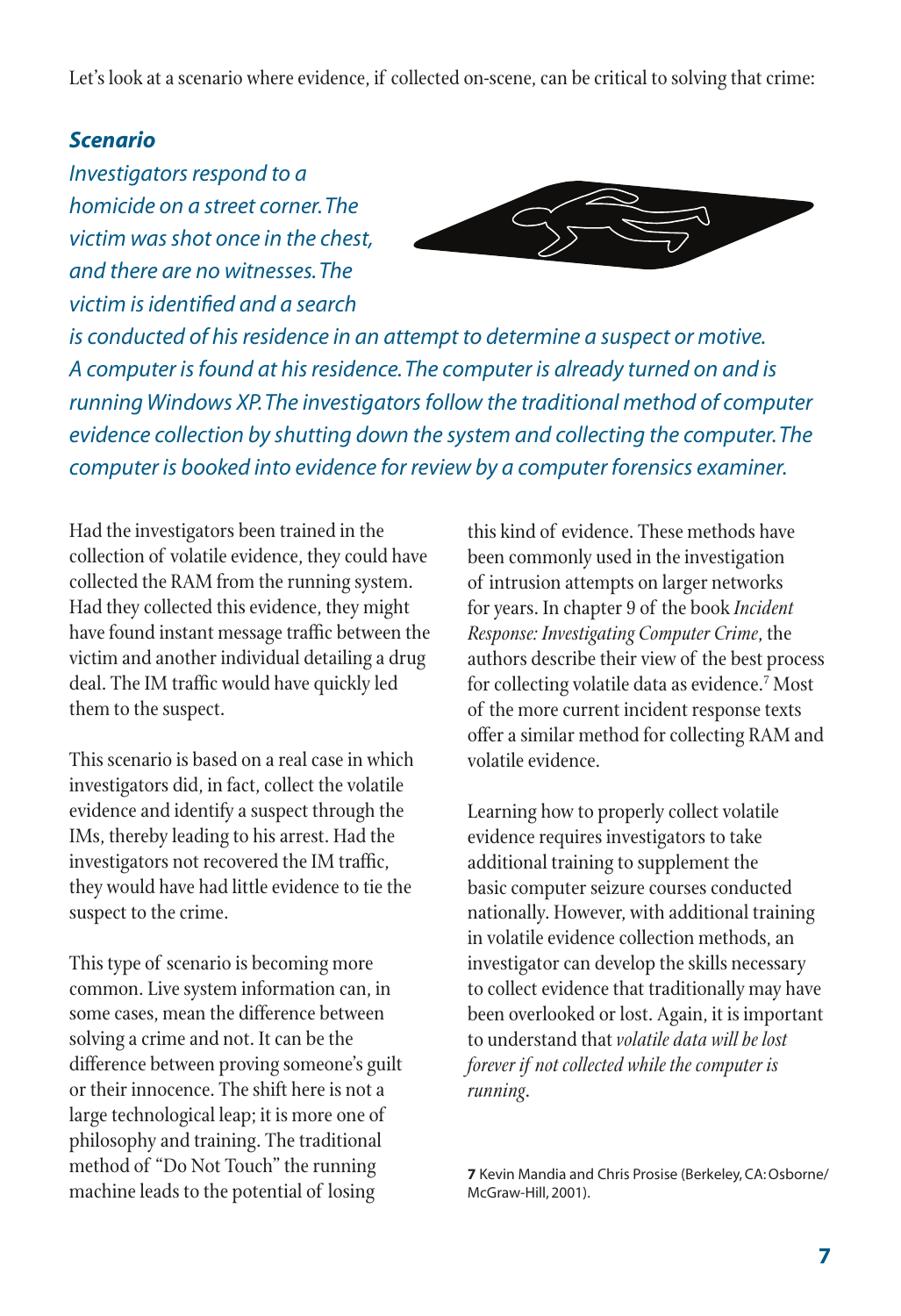Let's look at a scenario where evidence, if collected on-scene, can be critical to solving that crime:

### *Scenario*

*Investigators respond to a homicide on a street corner. The victim was shot once in the chest, and there are no witnesses. The victim is identified and a search is conducted of his residence in an attempt to determine a suspect or motive. A computer is found at his residence. The computer is already turned on and is running Windows XP. The investigators follow the traditional method of computer evidence collection by shutting down the system and collecting the computer. The computer is booked into evidence for review by a computer forensics examiner.*

Had the investigators been trained in the collection of volatile evidence, they could have collected the RAM from the running system. Had they collected this evidence, they might have found instant message traffic between the victim and another individual detailing a drug deal. The IM traffic would have quickly led them to the suspect.

This scenario is based on a real case in which investigators did, in fact, collect the volatile evidence and identify a suspect through the IMs, thereby leading to his arrest. Had the investigators not recovered the IM traffic, they would have had little evidence to tie the suspect to the crime.

This type of scenario is becoming more common. Live system information can, in some cases, mean the difference between solving a crime and not. It can be the difference between proving someone's guilt or their innocence. The shift here is not a large technological leap; it is more one of philosophy and training. The traditional method of "Do Not Touch" the running machine leads to the potential of losing this kind of evidence. These methods have been commonly used in the investigation of intrusion attempts on larger networks for years. In chapter 9 of the book *Incident Response: Investigating Computer Crime*, the authors describe their view of the best process for collecting volatile data as evidence.[7] Most of the more current incident response texts offer a similar method for collecting RAM and volatile evidence.

Learning how to properly collect volatile evidence requires investigators to take additional training to supplement the basic computer seizure courses conducted nationally. However, with additional training in volatile evidence collection methods, an investigator can develop the skills necessary to collect evidence that traditionally may have been overlooked or lost. Again, it is important to understand that *volatile data will be lost forever if not collected while the computer is running*.

**7** Kevin Mandia and Chris Prosise (Berkeley, CA: Osborne/McGraw-Hill, 2001).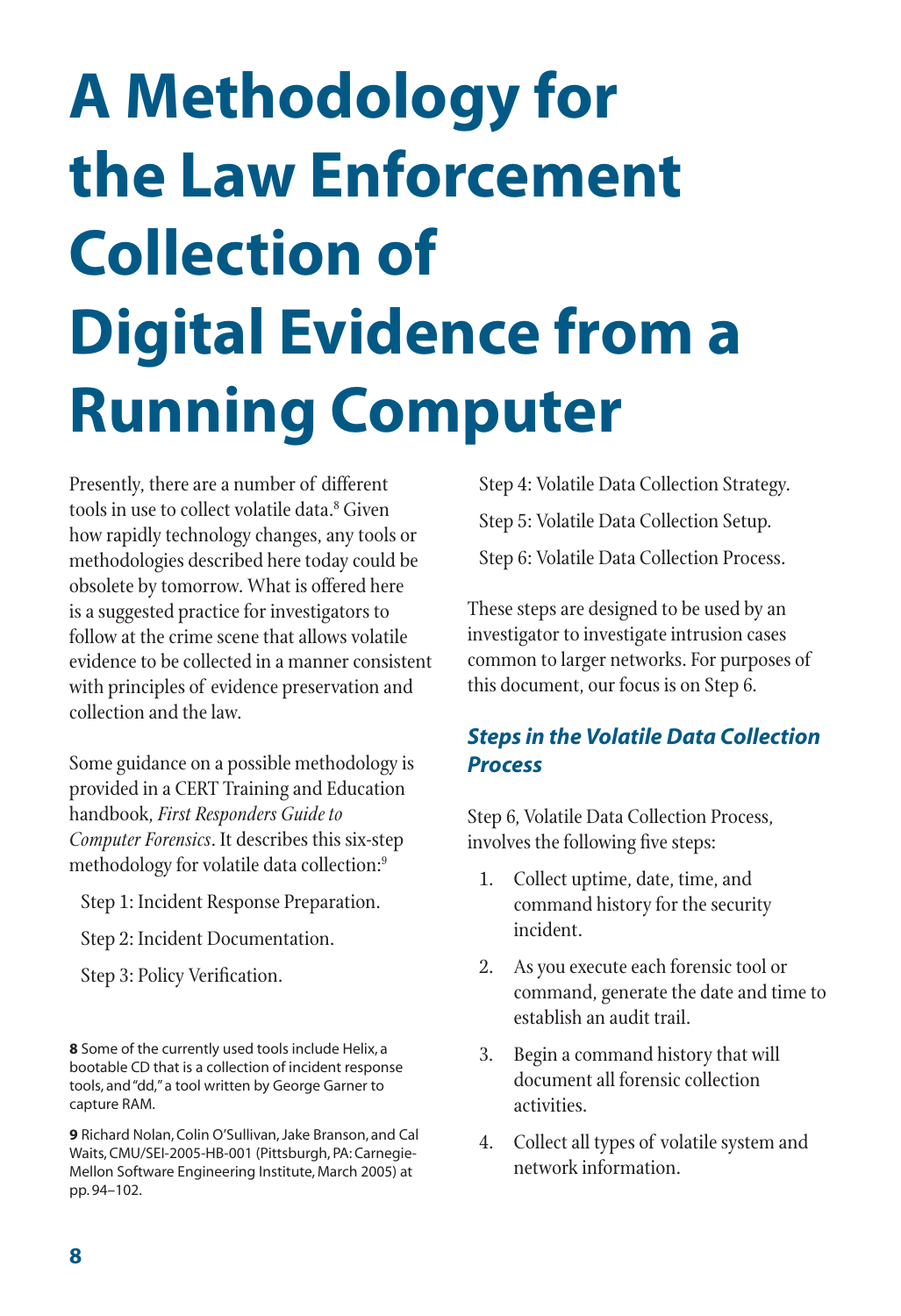# A Methodology for the Law Enforcement Collection of Digital Evidence from a Running Computer

Presently, there are a number of different tools in use to collect volatile data.[8] Given how rapidly technology changes, any tools or methodologies described here today could be obsolete by tomorrow. What is offered here is a suggested practice for investigators to follow at the crime scene that allows volatile evidence to be collected in a manner consistent with principles of evidence preservation and collection and the law.

Some guidance on a possible methodology is provided in a CERT Training and Education handbook, *First Responders Guide to Computer Forensics*. It describes this six-step methodology for volatile data collection:[9]

Step 1: Incident Response Preparation.

Step 2: Incident Documentation.

Step 3: Policy Verification.

Step 4: Volatile Data Collection Strategy.

Step 5: Volatile Data Collection Setup.

Step 6: Volatile Data Collection Process.

These steps are designed to be used by an investigator to investigate intrusion cases common to larger networks. For purposes of this document, our focus is on Step 6.

### *Steps in the Volatile Data Collection Process*

Step 6, Volatile Data Collection Process, involves the following five steps:

1. Collect uptime, date, time, and command history for the security incident.
2. As you execute each forensic tool or command, generate the date and time to establish an audit trail.
3. Begin a command history that will document all forensic collection activities.
4. Collect all types of volatile system and network information.

**8** Some of the currently used tools include Helix, a bootable CD that is a collection of incident response tools, and "dd," a tool written by George Garner to capture RAM.

**9** Richard Nolan, Colin O'Sullivan, Jake Branson, and Cal Waits, CMU/SEI-2005-HB-001 (Pittsburgh, PA: Carnegie-Mellon Software Engineering Institute, March 2005) at pp. 94–102.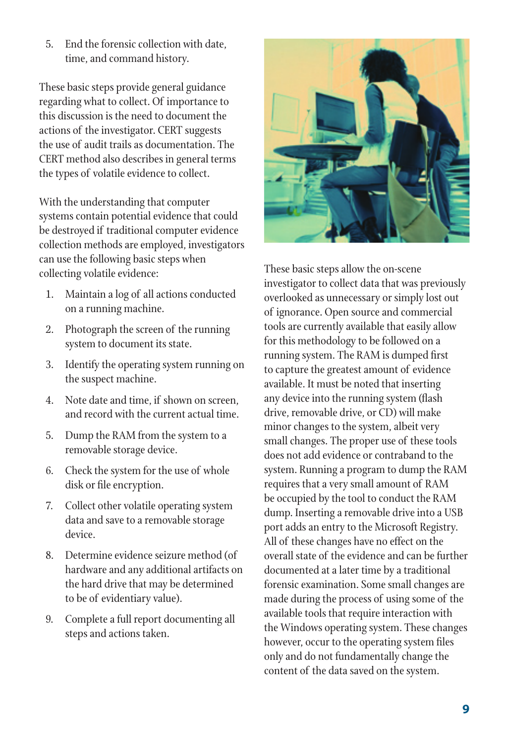5. End the forensic collection with date, time, and command history.

These basic steps provide general guidance regarding what to collect. Of importance to this discussion is the need to document the actions of the investigator. CERT suggests the use of audit trails as documentation. The CERT method also describes in general terms the types of volatile evidence to collect.

With the understanding that computer systems contain potential evidence that could be destroyed if traditional computer evidence collection methods are employed, investigators can use the following basic steps when collecting volatile evidence:

1. Maintain a log of all actions conducted on a running machine.
2. Photograph the screen of the running system to document its state.
3. Identify the operating system running on the suspect machine.
4. Note date and time, if shown on screen, and record with the current actual time.
5. Dump the RAM from the system to a removable storage device.
6. Check the system for the use of whole disk or file encryption.
7. Collect other volatile operating system data and save to a removable storage device.
8. Determine evidence seizure method (of hardware and any additional artifacts on the hard drive that may be determined to be of evidentiary value).
9. Complete a full report documenting all steps and actions taken.

These basic steps allow the on-scene investigator to collect data that was previously overlooked as unnecessary or simply lost out of ignorance. Open source and commercial tools are currently available that easily allow for this methodology to be followed on a running system. The RAM is dumped first to capture the greatest amount of evidence available. It must be noted that inserting any device into the running system (flash drive, removable drive, or CD) will make minor changes to the system, albeit very small changes. The proper use of these tools does not add evidence or contraband to the system. Running a program to dump the RAM requires that a very small amount of RAM be occupied by the tool to conduct the RAM dump. Inserting a removable drive into a USB port adds an entry to the Microsoft Registry. All of these changes have no effect on the overall state of the evidence and can be further documented at a later time by a traditional forensic examination. Some small changes are made during the process of using some of the available tools that require interaction with the Windows operating system. These changes however, occur to the operating system files only and do not fundamentally change the content of the data saved on the system.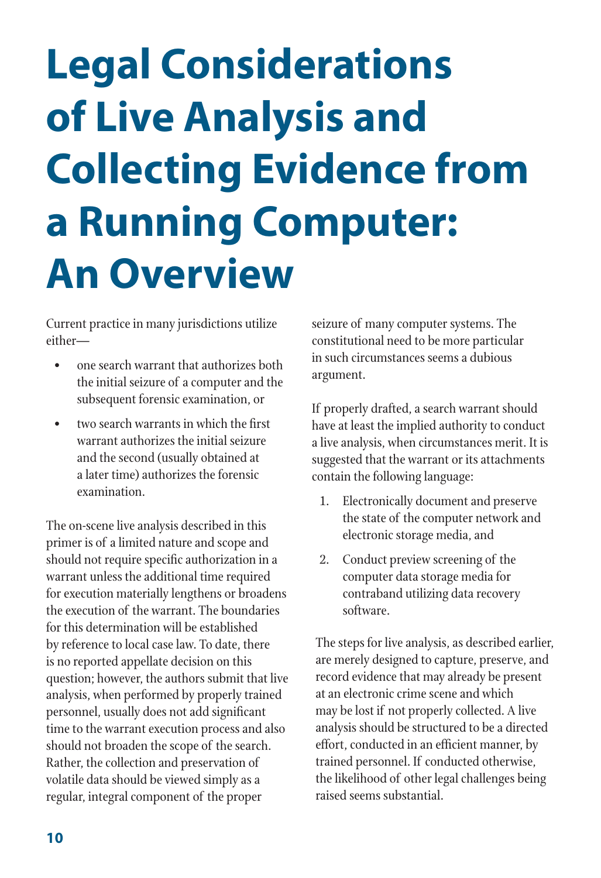# Legal Considerations of Live Analysis and Collecting Evidence from a Running Computer: An Overview

Current practice in many jurisdictions utilize either—

- one search warrant that authorizes both the initial seizure of a computer and the subsequent forensic examination, or
- two search warrants in which the first warrant authorizes the initial seizure and the second (usually obtained at a later time) authorizes the forensic examination.

The on-scene live analysis described in this primer is of a limited nature and scope and should not require specific authorization in a warrant unless the additional time required for execution materially lengthens or broadens the execution of the warrant. The boundaries for this determination will be established by reference to local case law. To date, there is no reported appellate decision on this question; however, the authors submit that live analysis, when performed by properly trained personnel, usually does not add significant time to the warrant execution process and also should not broaden the scope of the search. Rather, the collection and preservation of volatile data should be viewed simply as a regular, integral component of the proper seizure of many computer systems. The constitutional need to be more particular in such circumstances seems a dubious argument.

If properly drafted, a search warrant should have at least the implied authority to conduct a live analysis, when circumstances merit. It is suggested that the warrant or its attachments contain the following language:

1. Electronically document and preserve the state of the computer network and electronic storage media, and
2. Conduct preview screening of the computer data storage media for contraband utilizing data recovery software.

The steps for live analysis, as described earlier, are merely designed to capture, preserve, and record evidence that may already be present at an electronic crime scene and which may be lost if not properly collected. A live analysis should be structured to be a directed effort, conducted in an efficient manner, by trained personnel. If conducted otherwise, the likelihood of other legal challenges being raised seems substantial.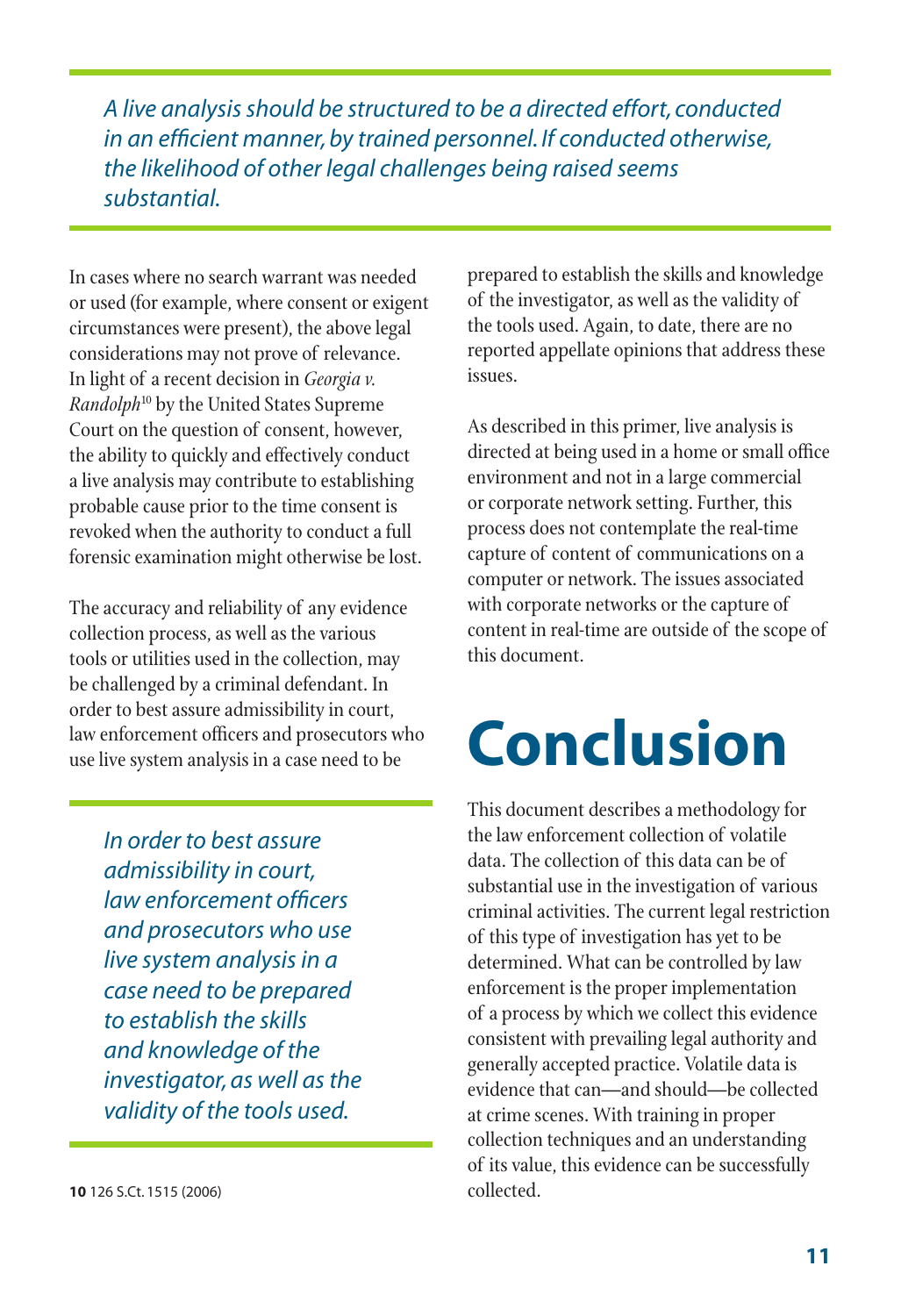*A live analysis should be structured to be a directed effort, conducted in an efficient manner, by trained personnel. If conducted otherwise, the likelihood of other legal challenges being raised seems substantial.*

In cases where no search warrant was needed or used (for example, where consent or exigent circumstances were present), the above legal considerations may not prove of relevance. In light of a recent decision in *Georgia v. Randolph*[10] by the United States Supreme Court on the question of consent, however, the ability to quickly and effectively conduct a live analysis may contribute to establishing probable cause prior to the time consent is revoked when the authority to conduct a full forensic examination might otherwise be lost.

The accuracy and reliability of any evidence collection process, as well as the various tools or utilities used in the collection, may be challenged by a criminal defendant. In order to best assure admissibility in court, law enforcement officers and prosecutors who use live system analysis in a case need to be prepared to establish the skills and knowledge of the investigator, as well as the validity of the tools used. Again, to date, there are no reported appellate opinions that address these issues.

*In order to best assure admissibility in court, law enforcement officers and prosecutors who use live system analysis in a case need to be prepared to establish the skills and knowledge of the investigator, as well as the validity of the tools used.*

As described in this primer, live analysis is directed at being used in a home or small office environment and not in a large commercial or corporate network setting. Further, this process does not contemplate the real-time capture of content of communications on a computer or network. The issues associated with corporate networks or the capture of content in real-time are outside of the scope of this document.

# Conclusion

This document describes a methodology for the law enforcement collection of volatile data. The collection of this data can be of substantial use in the investigation of various criminal activities. The current legal restriction of this type of investigation has yet to be determined. What can be controlled by law enforcement is the proper implementation of a process by which we collect this evidence consistent with prevailing legal authority and generally accepted practice. Volatile data is evidence that can—and should—be collected at crime scenes. With training in proper collection techniques and an understanding of its value, this evidence can be successfully collected.

**10** 126 S.Ct. 1515 (2006)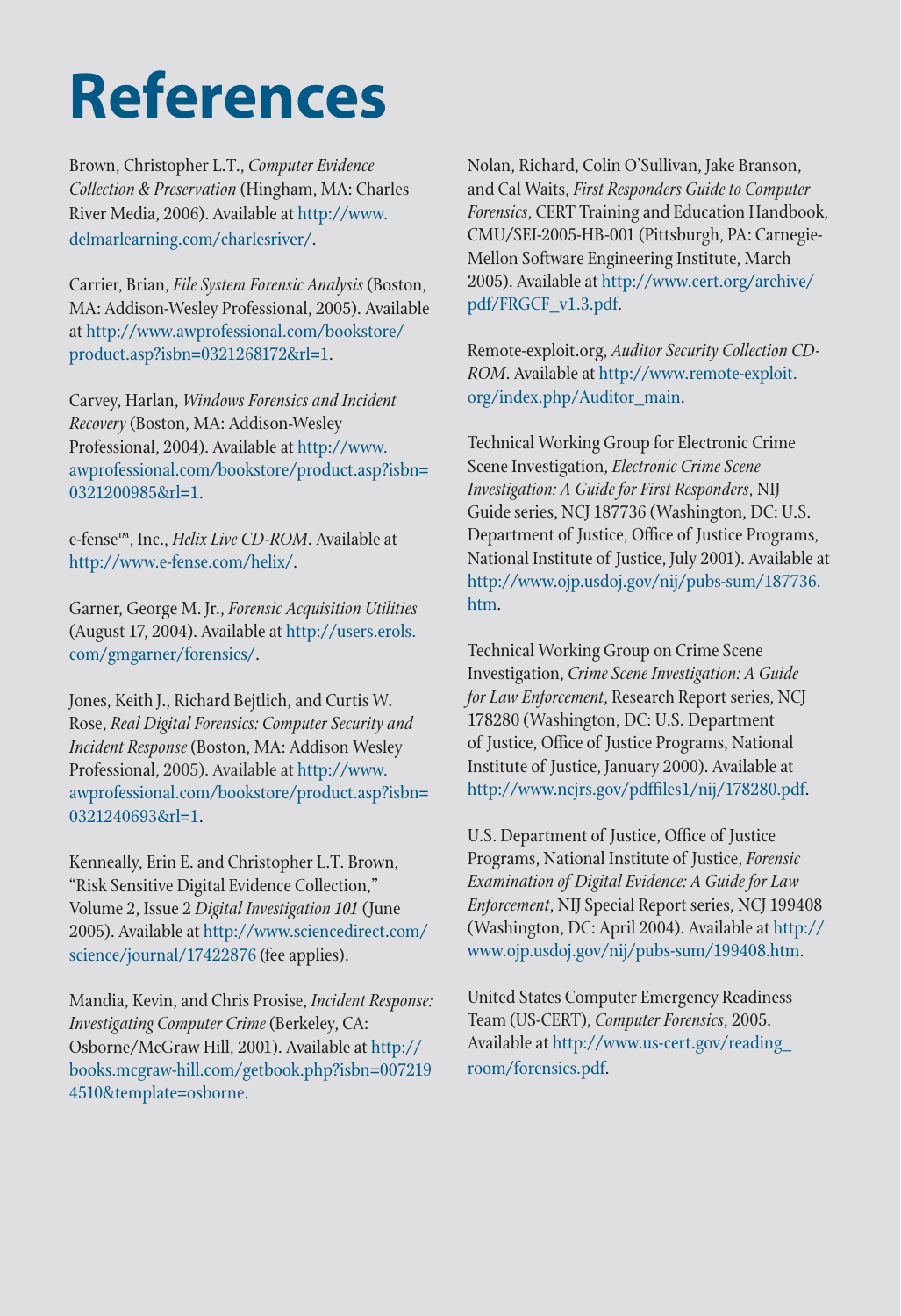# References

Brown, Christopher L.T., *Computer Evidence Collection & Preservation* (Hingham, MA: Charles River Media, 2006). Available at http://www.delmarlearning.com/charlesriver/.

Carrier, Brian, *File System Forensic Analysis* (Boston, MA: Addison-Wesley Professional, 2005). Available at http://www.awprofessional.com/bookstore/product.asp?isbn=0321268172&rl=1.

Carvey, Harlan, *Windows Forensics and Incident Recovery* (Boston, MA: Addison-Wesley Professional, 2004). Available at http://www.awprofessional.com/bookstore/product.asp?isbn=0321200985&rl=1.

e-fense™, Inc., *Helix Live CD-ROM*. Available at http://www.e-fense.com/helix/.

Garner, George M. Jr., *Forensic Acquisition Utilities* (August 17, 2004). Available at http://users.erols.com/gmgarner/forensics/.

Jones, Keith J., Richard Bejtlich, and Curtis W. Rose, *Real Digital Forensics: Computer Security and Incident Response* (Boston, MA: Addison Wesley Professional, 2005). Available at http://www.awprofessional.com/bookstore/product.asp?isbn=0321240693&rl=1.

Kenneally, Erin E. and Christopher L.T. Brown, "Risk Sensitive Digital Evidence Collection," Volume 2, Issue 2 *Digital Investigation 101* (June 2005). Available at http://www.sciencedirect.com/science/journal/17422876 (fee applies).

Mandia, Kevin, and Chris Prosise, *Incident Response: Investigating Computer Crime* (Berkeley, CA: Osborne/McGraw Hill, 2001). Available at http://books.mcgraw-hill.com/getbook.php?isbn=0072194510&template=osborne.

Nolan, Richard, Colin O'Sullivan, Jake Branson, and Cal Waits, *First Responders Guide to Computer Forensics*, CERT Training and Education Handbook, CMU/SEI-2005-HB-001 (Pittsburgh, PA: Carnegie-Mellon Software Engineering Institute, March 2005). Available at http://www.cert.org/archive/pdf/FRGCF_v1.3.pdf.

Remote-exploit.org, *Auditor Security Collection CD-ROM*. Available at http://www.remote-exploit.org/index.php/Auditor_main.

Technical Working Group for Electronic Crime Scene Investigation, *Electronic Crime Scene Investigation: A Guide for First Responders*, NIJ Guide series, NCJ 187736 (Washington, DC: U.S. Department of Justice, Office of Justice Programs, National Institute of Justice, July 2001). Available at http://www.ojp.usdoj.gov/nij/pubs-sum/187736.htm.

Technical Working Group on Crime Scene Investigation, *Crime Scene Investigation: A Guide for Law Enforcement*, Research Report series, NCJ 178280 (Washington, DC: U.S. Department of Justice, Office of Justice Programs, National Institute of Justice, January 2000). Available at http://www.ncjrs.gov/pdffiles1/nij/178280.pdf.

U.S. Department of Justice, Office of Justice Programs, National Institute of Justice, *Forensic Examination of Digital Evidence: A Guide for Law Enforcement*, NIJ Special Report series, NCJ 199408 (Washington, DC: April 2004). Available at http://www.ojp.usdoj.gov/nij/pubs-sum/199408.htm.

United States Computer Emergency Readiness Team (US-CERT), *Computer Forensics*, 2005. Available at http://www.us-cert.gov/reading_room/forensics.pdf.